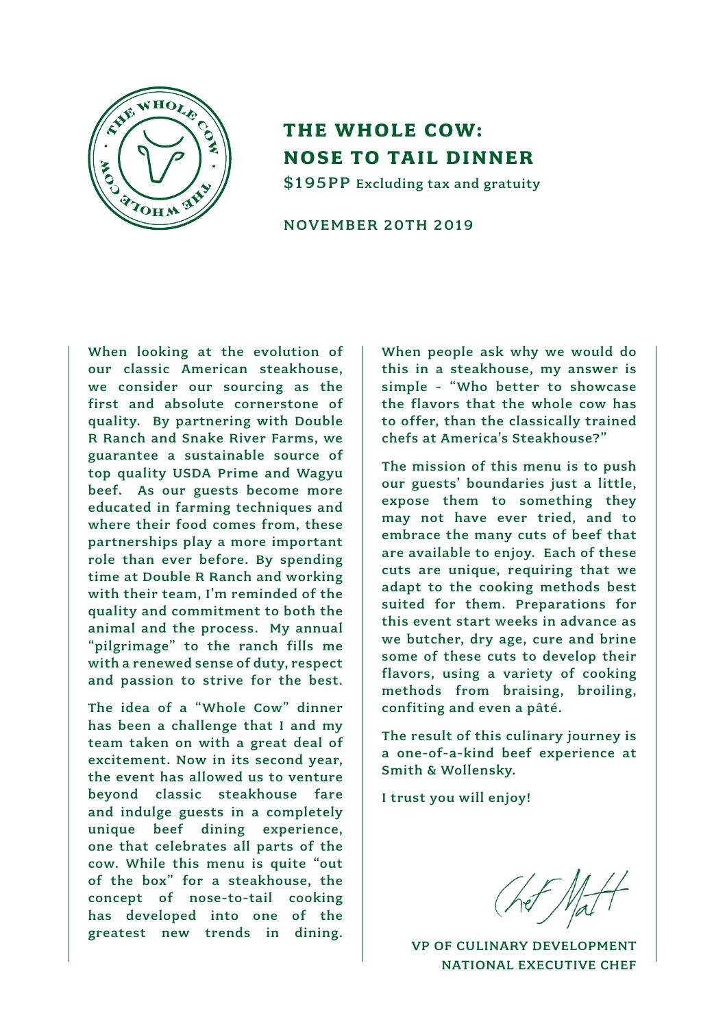# THE WHOLE COW: NOSE TO TAIL DINNER

**$195PP** Excluding tax and gratuity

NOVEMBER 20TH 2019

When looking at the evolution of our classic American steakhouse, we consider our sourcing as the first and absolute cornerstone of quality. By partnering with Double R Ranch and Snake River Farms, we guarantee a sustainable source of top quality USDA Prime and Wagyu beef. As our guests become more educated in farming techniques and where their food comes from, these partnerships play a more important role than ever before. By spending time at Double R Ranch and working with their team, I'm reminded of the quality and commitment to both the animal and the process. My annual "pilgrimage" to the ranch fills me with a renewed sense of duty, respect and passion to strive for the best.

The idea of a "Whole Cow" dinner has been a challenge that I and my team taken on with a great deal of excitement. Now in its second year, the event has allowed us to venture beyond classic steakhouse fare and indulge guests in a completely unique beef dining experience, one that celebrates all parts of the cow. While this menu is quite "out of the box" for a steakhouse, the concept of nose-to-tail cooking has developed into one of the greatest new trends in dining.

When people ask why we would do this in a steakhouse, my answer is simple - "Who better to showcase the flavors that the whole cow has to offer, than the classically trained chefs at America's Steakhouse?"

The mission of this menu is to push our guests' boundaries just a little, expose them to something they may not have ever tried, and to embrace the many cuts of beef that are available to enjoy. Each of these cuts are unique, requiring that we adapt to the cooking methods best suited for them. Preparations for this event start weeks in advance as we butcher, dry age, cure and brine some of these cuts to develop their flavors, using a variety of cooking methods from braising, broiling, confiting and even a pâté.

The result of this culinary journey is a one-of-a-kind beef experience at Smith & Wollensky.

I trust you will enjoy!

Chef Matt

VP OF CULINARY DEVELOPMENT
NATIONAL EXECUTIVE CHEF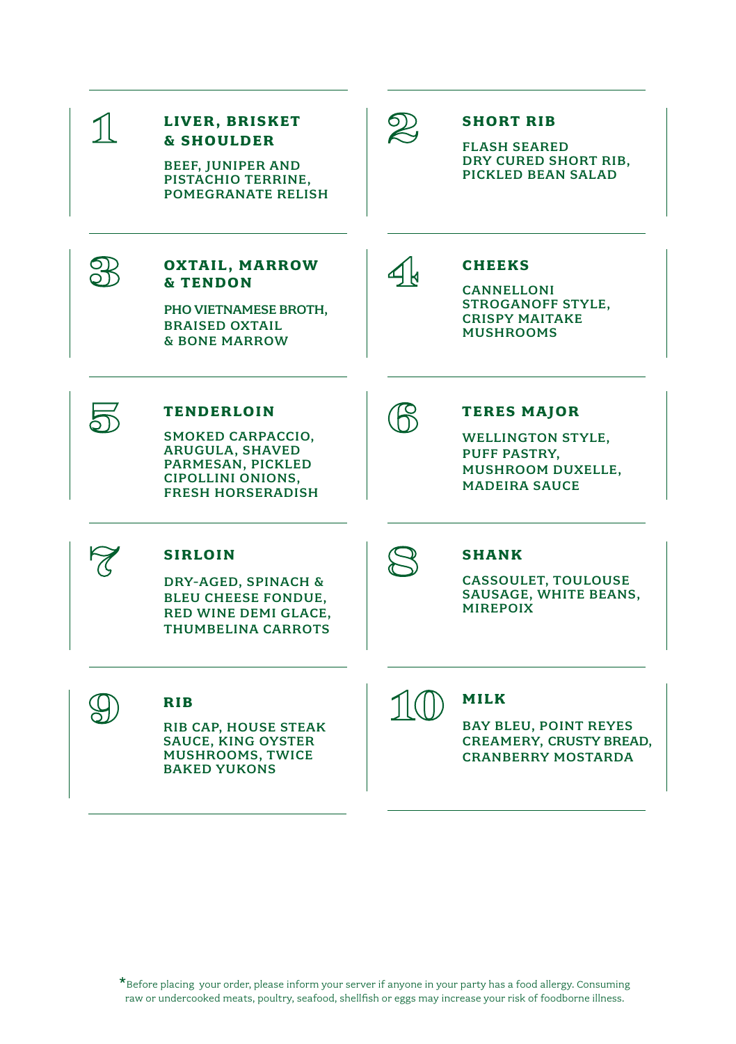## 1

### LIVER, BRISKET & SHOULDER

BEEF, JUNIPER AND PISTACHIO TERRINE, POMEGRANATE RELISH

## 2

### SHORT RIB

FLASH SEARED DRY CURED SHORT RIB, PICKLED BEAN SALAD

## 3

### OXTAIL, MARROW & TENDON

PHO VIETNAMESE BROTH, BRAISED OXTAIL & BONE MARROW

## 4

### CHEEKS

CANNELLONI STROGANOFF STYLE, CRISPY MAITAKE MUSHROOMS

## 5

### TENDERLOIN

SMOKED CARPACCIO, ARUGULA, SHAVED PARMESAN, PICKLED CIPOLLINI ONIONS, FRESH HORSERADISH

## 6

### TERES MAJOR

WELLINGTON STYLE, PUFF PASTRY, MUSHROOM DUXELLE, MADEIRA SAUCE

## 7

### SIRLOIN

DRY-AGED, SPINACH & BLEU CHEESE FONDUE, RED WINE DEMI GLACE, THUMBELINA CARROTS

## 8

### SHANK

CASSOULET, TOULOUSE SAUSAGE, WHITE BEANS, MIREPOIX

## 9

### RIB

RIB CAP, HOUSE STEAK SAUCE, KING OYSTER MUSHROOMS, TWICE BAKED YUKONS

## 10

### MILK

BAY BLEU, POINT REYES CREAMERY, CRUSTY BREAD, CRANBERRY MOSTARDA

*Before placing your order, please inform your server if anyone in your party has a food allergy. Consuming raw or undercooked meats, poultry, seafood, shellfish or eggs may increase your risk of foodborne illness.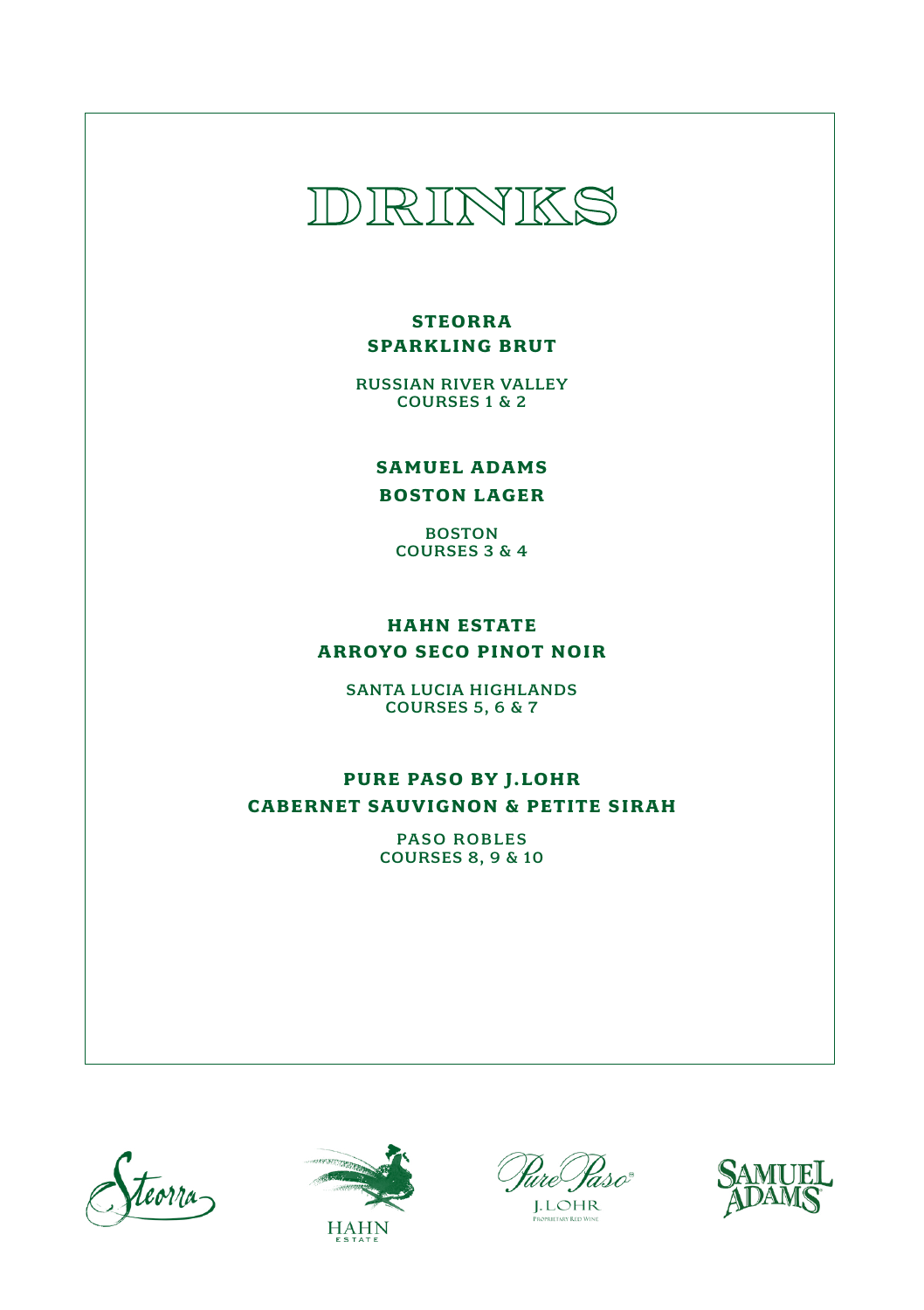# DRINKS

**STEORRA**
**SPARKLING BRUT**

RUSSIAN RIVER VALLEY
COURSES 1 & 2

**SAMUEL ADAMS**
**BOSTON LAGER**

BOSTON
COURSES 3 & 4

**HAHN ESTATE**
**ARROYO SECO PINOT NOIR**

SANTA LUCIA HIGHLANDS
COURSES 5, 6 & 7

**PURE PASO BY J.LOHR**
**CABERNET SAUVIGNON & PETITE SIRAH**

PASO ROBLES
COURSES 8, 9 & 10